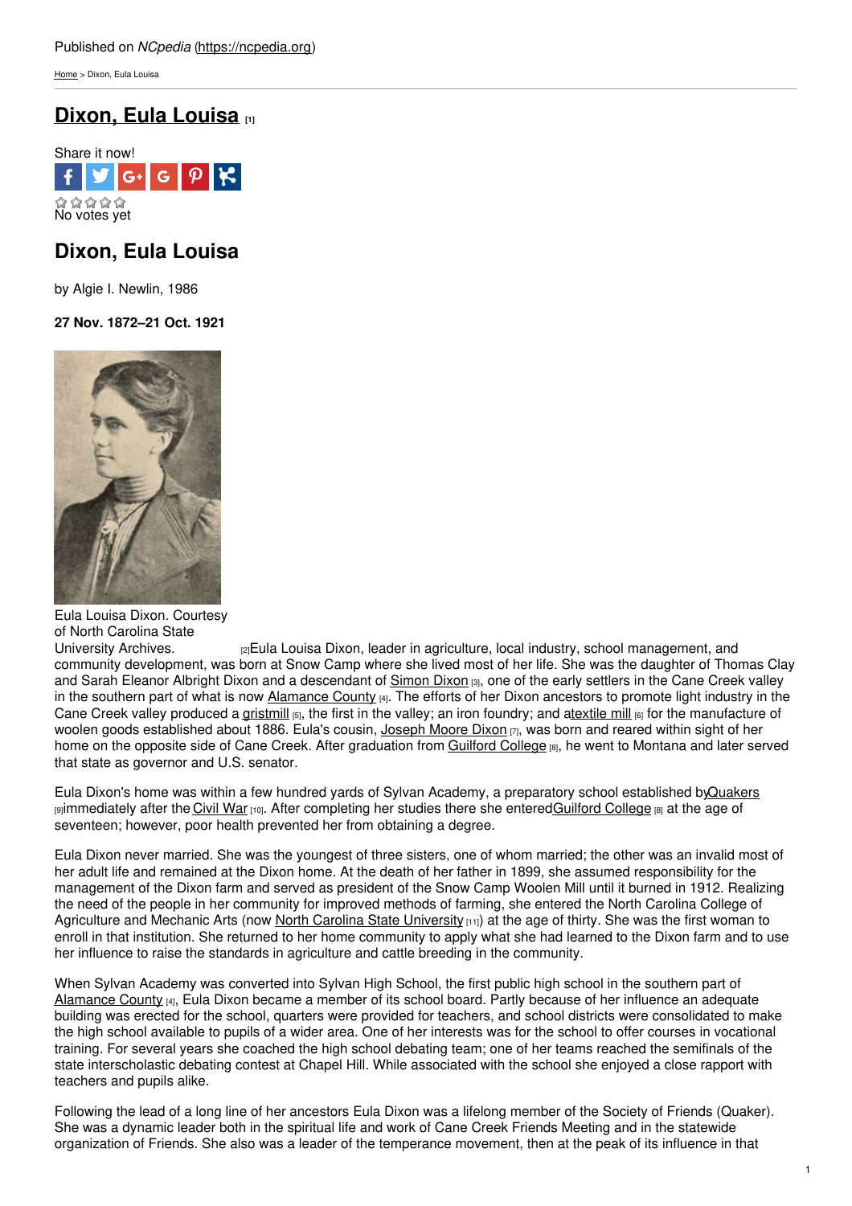Published on *NCpedia* (https://ncpedia.org)

Home > Dixon, Eula Louisa

# Dixon, Eula Louisa [1]

Share it now!

No votes yet

## Dixon, Eula Louisa

by Algie I. Newlin, 1986

**27 Nov. 1872–21 Oct. 1921**

Eula Louisa Dixon. Courtesy of North Carolina State University Archives. [2]

Eula Louisa Dixon, leader in agriculture, local industry, school management, and community development, was born at Snow Camp where she lived most of her life. She was the daughter of Thomas Clay and Sarah Eleanor Albright Dixon and a descendant of Simon Dixon [3], one of the early settlers in the Cane Creek valley in the southern part of what is now Alamance County [4]. The efforts of her Dixon ancestors to promote light industry in the Cane Creek valley produced a gristmill [5], the first in the valley; an iron foundry; and a textile mill [6] for the manufacture of woolen goods established about 1886. Eula's cousin, Joseph Moore Dixon [7], was born and reared within sight of her home on the opposite side of Cane Creek. After graduation from Guilford College [8], he went to Montana and later served that state as governor and U.S. senator.

Eula Dixon's home was within a few hundred yards of Sylvan Academy, a preparatory school established by Quakers [9] immediately after the Civil War [10]. After completing her studies there she entered Guilford College [8] at the age of seventeen; however, poor health prevented her from obtaining a degree.

Eula Dixon never married. She was the youngest of three sisters, one of whom married; the other was an invalid most of her adult life and remained at the Dixon home. At the death of her father in 1899, she assumed responsibility for the management of the Dixon farm and served as president of the Snow Camp Woolen Mill until it burned in 1912. Realizing the need of the people in her community for improved methods of farming, she entered the North Carolina College of Agriculture and Mechanic Arts (now North Carolina State University [11]) at the age of thirty. She was the first woman to enroll in that institution. She returned to her home community to apply what she had learned to the Dixon farm and to use her influence to raise the standards in agriculture and cattle breeding in the community.

When Sylvan Academy was converted into Sylvan High School, the first public high school in the southern part of Alamance County [4], Eula Dixon became a member of its school board. Partly because of her influence an adequate building was erected for the school, quarters were provided for teachers, and school districts were consolidated to make the high school available to pupils of a wider area. One of her interests was for the school to offer courses in vocational training. For several years she coached the high school debating team; one of her teams reached the semifinals of the state interscholastic debating contest at Chapel Hill. While associated with the school she enjoyed a close rapport with teachers and pupils alike.

Following the lead of a long line of her ancestors Eula Dixon was a lifelong member of the Society of Friends (Quaker). She was a dynamic leader both in the spiritual life and work of Cane Creek Friends Meeting and in the statewide organization of Friends. She also was a leader of the temperance movement, then at the peak of its influence in that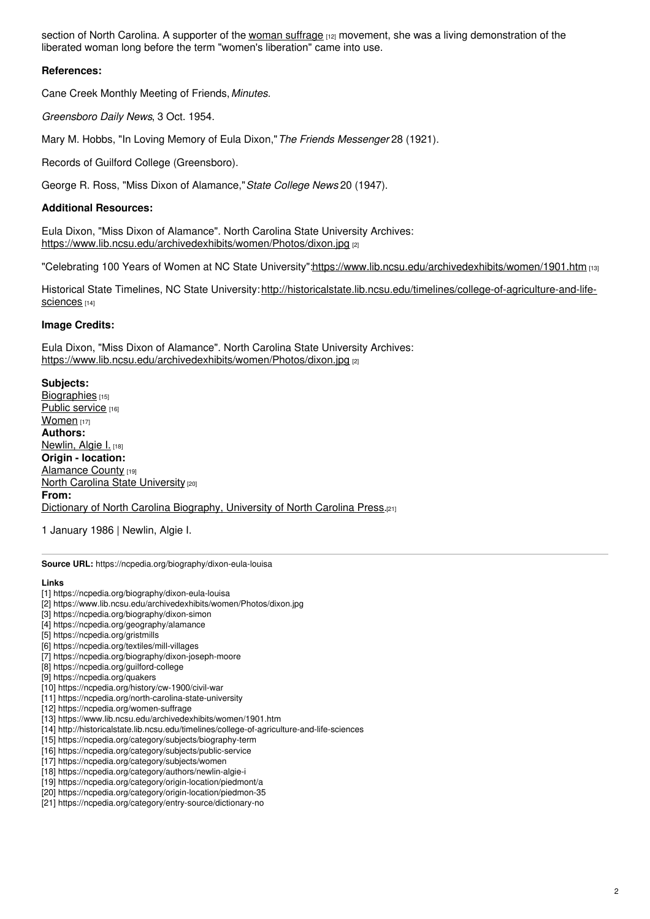section of North Carolina. A supporter of the woman suffrage [12] movement, she was a living demonstration of the liberated woman long before the term "women's liberation" came into use.

**References:**

Cane Creek Monthly Meeting of Friends, *Minutes*.

*Greensboro Daily News*, 3 Oct. 1954.

Mary M. Hobbs, "In Loving Memory of Eula Dixon," *The Friends Messenger* 28 (1921).

Records of Guilford College (Greensboro).

George R. Ross, "Miss Dixon of Alamance," *State College News* 20 (1947).

**Additional Resources:**

Eula Dixon, "Miss Dixon of Alamance". North Carolina State University Archives: https://www.lib.ncsu.edu/archivedexhibits/women/Photos/dixon.jpg [2]

"Celebrating 100 Years of Women at NC State University": https://www.lib.ncsu.edu/archivedexhibits/women/1901.htm [13]

Historical State Timelines, NC State University: http://historicalstate.lib.ncsu.edu/timelines/college-of-agriculture-and-life-sciences [14]

**Image Credits:**

Eula Dixon, "Miss Dixon of Alamance". North Carolina State University Archives: https://www.lib.ncsu.edu/archivedexhibits/women/Photos/dixon.jpg [2]

**Subjects:**
Biographies [15]
Public service [16]
Women [17]
**Authors:**
Newlin, Algie I. [18]
**Origin - location:**
Alamance County [19]
North Carolina State University [20]
**From:**
Dictionary of North Carolina Biography, University of North Carolina Press.[21]

1 January 1986 | Newlin, Algie I.

**Source URL:** https://ncpedia.org/biography/dixon-eula-louisa

**Links**
[1] https://ncpedia.org/biography/dixon-eula-louisa
[2] https://www.lib.ncsu.edu/archivedexhibits/women/Photos/dixon.jpg
[3] https://ncpedia.org/biography/dixon-simon
[4] https://ncpedia.org/geography/alamance
[5] https://ncpedia.org/gristmills
[6] https://ncpedia.org/textiles/mill-villages
[7] https://ncpedia.org/biography/dixon-joseph-moore
[8] https://ncpedia.org/guilford-college
[9] https://ncpedia.org/quakers
[10] https://ncpedia.org/history/cw-1900/civil-war
[11] https://ncpedia.org/north-carolina-state-university
[12] https://ncpedia.org/women-suffrage
[13] https://www.lib.ncsu.edu/archivedexhibits/women/1901.htm
[14] http://historicalstate.lib.ncsu.edu/timelines/college-of-agriculture-and-life-sciences
[15] https://ncpedia.org/category/subjects/biography-term
[16] https://ncpedia.org/category/subjects/public-service
[17] https://ncpedia.org/category/subjects/women
[18] https://ncpedia.org/category/authors/newlin-algie-i
[19] https://ncpedia.org/category/origin-location/piedmont/a
[20] https://ncpedia.org/category/origin-location/piedmon-35
[21] https://ncpedia.org/category/entry-source/dictionary-no